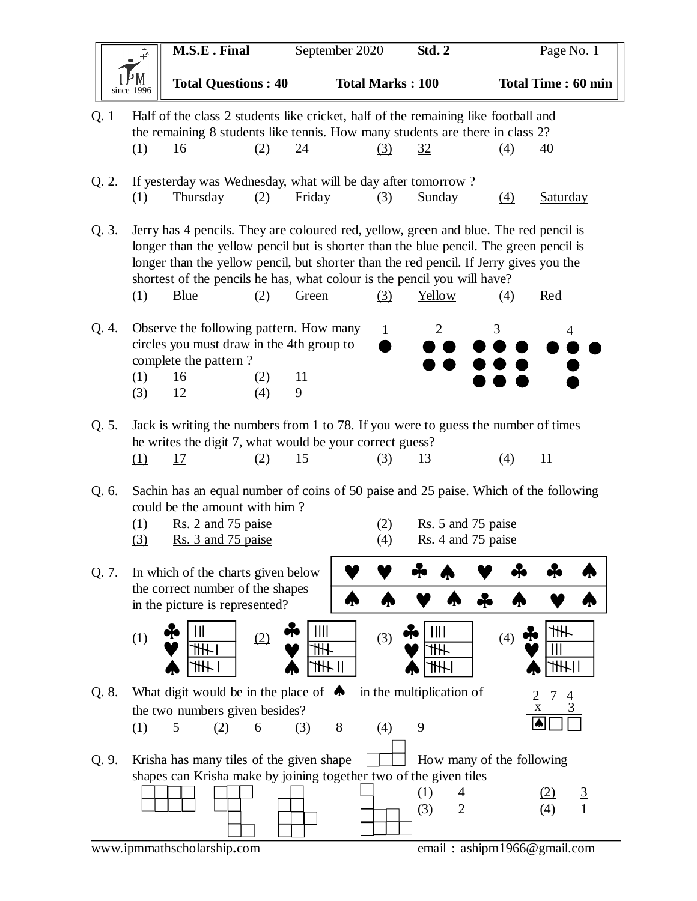| M.S.E . Final | September 2020 | Std. 2 | Page No. 1 |
|---|---|---|---|
| Total Questions : 40 | Total Marks : 100 | | Total Time : 60 min |

Q. 1 Half of the class 2 students like cricket, half of the remaining like football and the remaining 8 students like tennis. How many students are there in class 2?

(1) 16 (2) 24 (3) 32 (4) 40

Q. 2. If yesterday was Wednesday, what will be day after tomorrow ?

(1) Thursday (2) Friday (3) Sunday (4) Saturday

Q. 3. Jerry has 4 pencils. They are coloured red, yellow, green and blue. The red pencil is longer than the yellow pencil but is shorter than the blue pencil. The green pencil is longer than the yellow pencil, but shorter than the red pencil. If Jerry gives you the shortest of the pencils he has, what colour is the pencil you will have?

(1) Blue (2) Green (3) Yellow (4) Red

Q. 4. Observe the following pattern. How many circles you must draw in the 4th group to complete the pattern ?

(1) 16 (2) 11

(3) 12 (4) 9

Q. 5. Jack is writing the numbers from 1 to 78. If you were to guess the number of times he writes the digit 7, what would be your correct guess?

(1) 17 (2) 15 (3) 13 (4) 11

Q. 6. Sachin has an equal number of coins of 50 paise and 25 paise. Which of the following could be the amount with him ?

(1) Rs. 2 and 75 paise (2) Rs. 5 and 75 paise

(3) Rs. 3 and 75 paise (4) Rs. 4 and 75 paise

Q. 7. In which of the charts given below the correct number of the shapes in the picture is represented?

| ♥ | ♥ | ♣ | ♠ | ♥ | ♣ | ♣ | ♠ |
|---|---|---|---|---|---|---|---|
| ♠ | ♠ | ♥ | ♠ | ♣ | ♠ | ♥ | ♠ |

(1) ♣ |||, ♥ 𝍸|, ♠ 𝍸|

(2) ♣ ||||, ♥ 𝍸, ♠ 𝍸||

(3) ♣ ||||, ♥ 𝍸, ♠ 𝍸|

(4) ♣ 𝍸, ♥ |||, ♠ 𝍸||

Q. 8. What digit would be in the place of ♠ in the multiplication of the two numbers given besides?

$$\begin{array}{r} 274 \\ \times \quad 3 \\ \hline ♠\square\square \end{array}$$

(1) 5 (2) 6 (3) 8 (4) 9

Q. 9. Krisha has many tiles of the given shape. How many of the following shapes can Krisha make by joining together two of the given tiles

(1) 4 (2) 3

(3) 2 (4) 1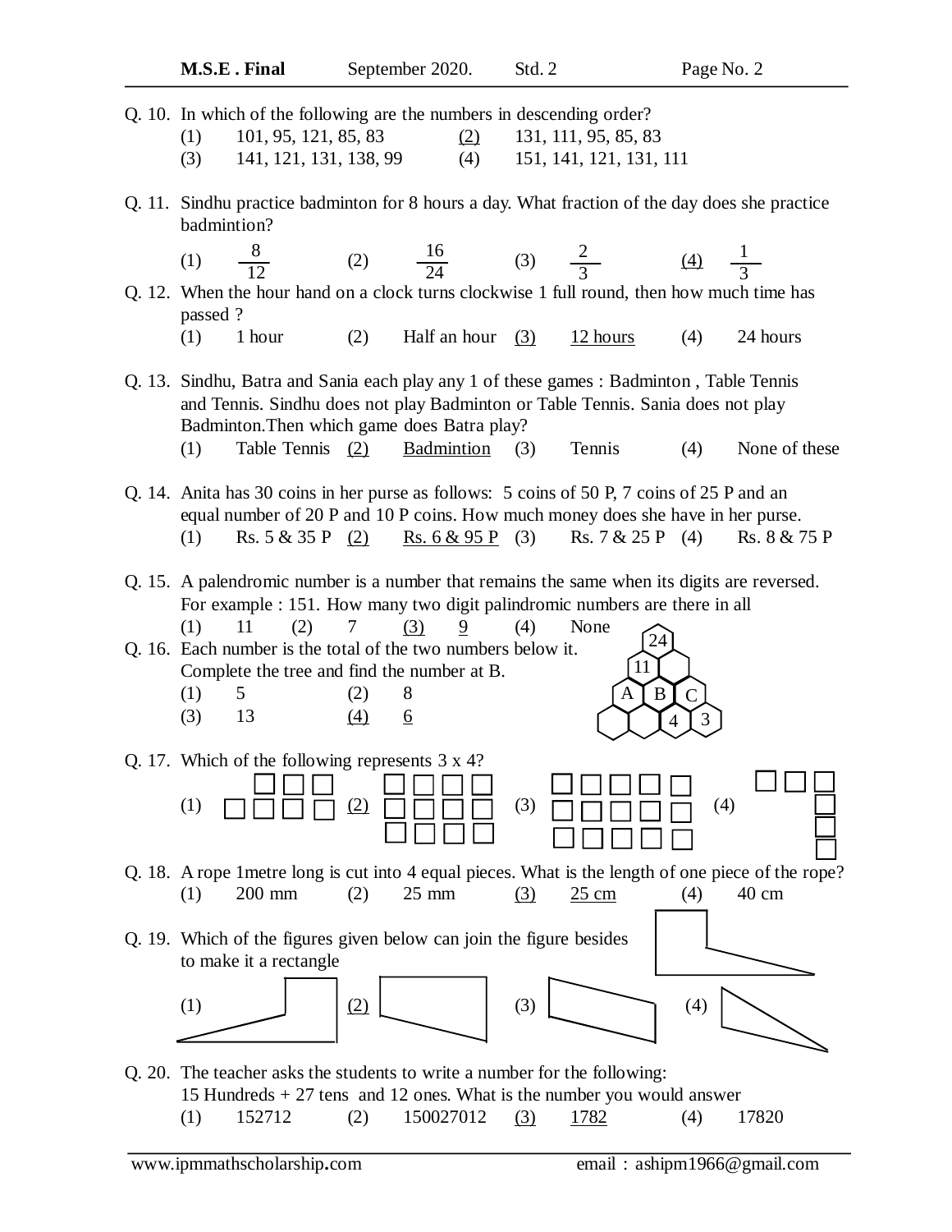Q. 10. In which of the following are the numbers in descending order?

(1) 101, 95, 121, 85, 83  (2) 131, 111, 95, 85, 83
(3) 141, 121, 131, 138, 99  (4) 151, 141, 121, 131, 111

Q. 11. Sindhu practice badminton for 8 hours a day. What fraction of the day does she practice badmintion?

(1) $\frac{8}{12}$  (2) $\frac{16}{24}$  (3) $\frac{2}{3}$  (4) $\frac{1}{3}$

Q. 12. When the hour hand on a clock turns clockwise 1 full round, then how much time has passed ?

(1) 1 hour  (2) Half an hour  (3) 12 hours  (4) 24 hours

Q. 13. Sindhu, Batra and Sania each play any 1 of these games : Badminton , Table Tennis and Tennis. Sindhu does not play Badminton or Table Tennis. Sania does not play Badminton.Then which game does Batra play?

(1) Table Tennis  (2) Badmintion  (3) Tennis  (4) None of these

Q. 14. Anita has 30 coins in her purse as follows: 5 coins of 50 P, 7 coins of 25 P and an equal number of 20 P and 10 P coins. How much money does she have in her purse.

(1) Rs. 5 & 35 P  (2) Rs. 6 & 95 P  (3) Rs. 7 & 25 P  (4) Rs. 8 & 75 P

Q. 15. A palendromic number is a number that remains the same when its digits are reversed. For example : 151. How many two digit palindromic numbers are there in all

(1) 11  (2) 7  (3) 9  (4) None

Q. 16. Each number is the total of the two numbers below it. Complete the tree and find the number at B.

(1) 5  (2) 8
(3) 13  (4) 6

(Tree: top 24; second row 11, _; third row A, B, C; bottom row _, _, 4, 3)

Q. 17. Which of the following represents 3 x 4?

(1) (2) (3) (4)

Q. 18. A rope 1metre long is cut into 4 equal pieces. What is the length of one piece of the rope?

(1) 200 mm  (2) 25 mm  (3) 25 cm  (4) 40 cm

Q. 19. Which of the figures given below can join the figure besides to make it a rectangle

(1) (2) (3) (4)

Q. 20. The teacher asks the students to write a number for the following:
15 Hundreds + 27 tens and 12 ones. What is the number you would answer

(1) 152712  (2) 150027012  (3) 1782  (4) 17820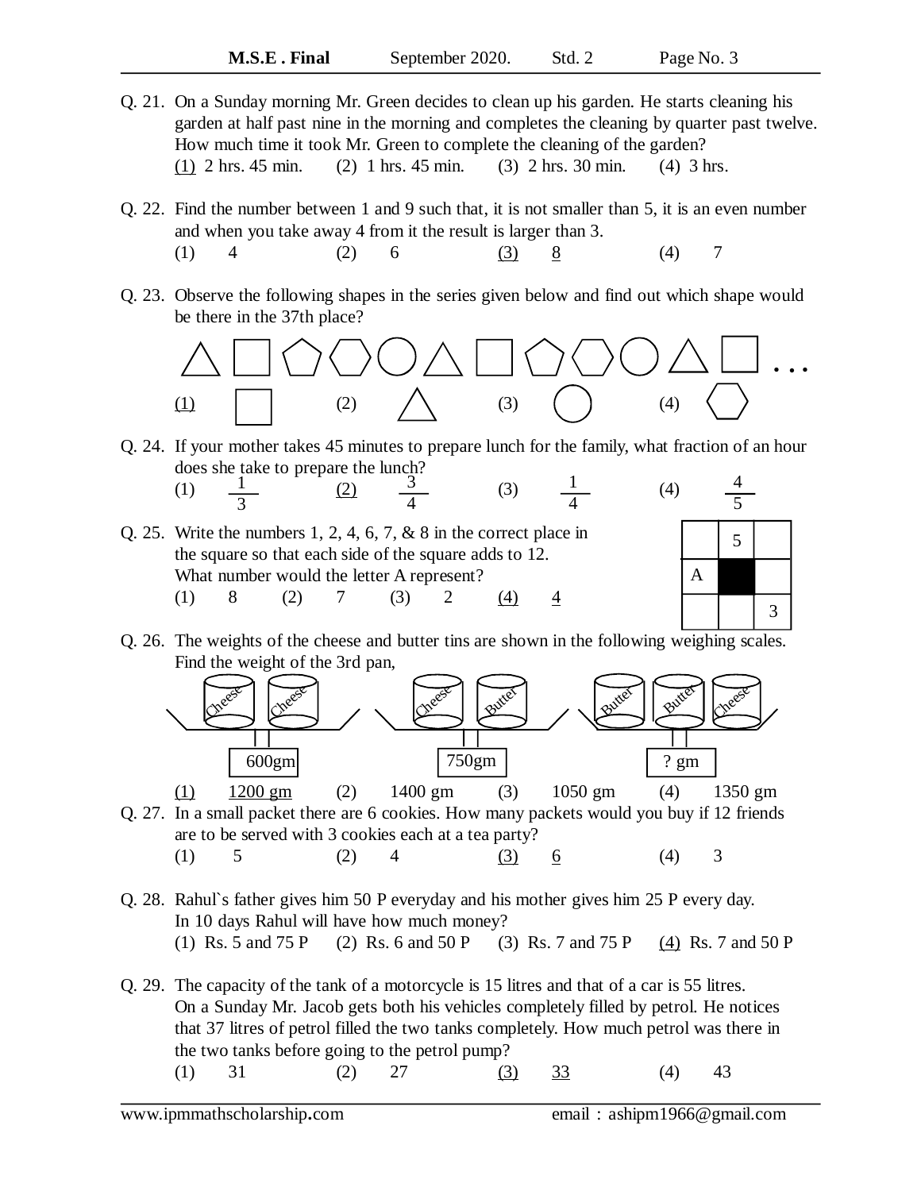Q. 21. On a Sunday morning Mr. Green decides to clean up his garden. He starts cleaning his garden at half past nine in the morning and completes the cleaning by quarter past twelve. How much time it took Mr. Green to complete the cleaning of the garden?

(1) 2 hrs. 45 min. (2) 1 hrs. 45 min. (3) 2 hrs. 30 min. (4) 3 hrs.

Q. 22. Find the number between 1 and 9 such that, it is not smaller than 5, it is an even number and when you take away 4 from it the result is larger than 3.

(1) 4 (2) 6 (3) 8 (4) 7

Q. 23. Observe the following shapes in the series given below and find out which shape would be there in the 37th place?

△ □ ⬠ ⬡ ○ △ □ ⬠ ⬡ ○ △ □ . . .

(1) □ (2) △ (3) ○ (4) ⬡

Q. 24. If your mother takes 45 minutes to prepare lunch for the family, what fraction of an hour does she take to prepare the lunch?

(1) $\frac{1}{3}$ (2) $\frac{3}{4}$ (3) $\frac{1}{4}$ (4) $\frac{4}{5}$

Q. 25. Write the numbers 1, 2, 4, 6, 7, & 8 in the correct place in the square so that each side of the square adds to 12. What number would the letter A represent?

| | 5 | |
|---|---|---|
| A | ■ | |
| | | 3 |

(1) 8 (2) 7 (3) 2 (4) 4

Q. 26. The weights of the cheese and butter tins are shown in the following weighing scales. Find the weight of the 3rd pan,

Cheese, Cheese: 600gm Cheese, Butter: 750gm Butter, Butter, Cheese: ? gm

(1) 1200 gm (2) 1400 gm (3) 1050 gm (4) 1350 gm

Q. 27. In a small packet there are 6 cookies. How many packets would you buy if 12 friends are to be served with 3 cookies each at a tea party?

(1) 5 (2) 4 (3) 6 (4) 3

Q. 28. Rahul`s father gives him 50 P everyday and his mother gives him 25 P every day. In 10 days Rahul will have how much money?

(1) Rs. 5 and 75 P (2) Rs. 6 and 50 P (3) Rs. 7 and 75 P (4) Rs. 7 and 50 P

Q. 29. The capacity of the tank of a motorcycle is 15 litres and that of a car is 55 litres. On a Sunday Mr. Jacob gets both his vehicles completely filled by petrol. He notices that 37 litres of petrol filled the two tanks completely. How much petrol was there in the two tanks before going to the petrol pump?

(1) 31 (2) 27 (3) 33 (4) 43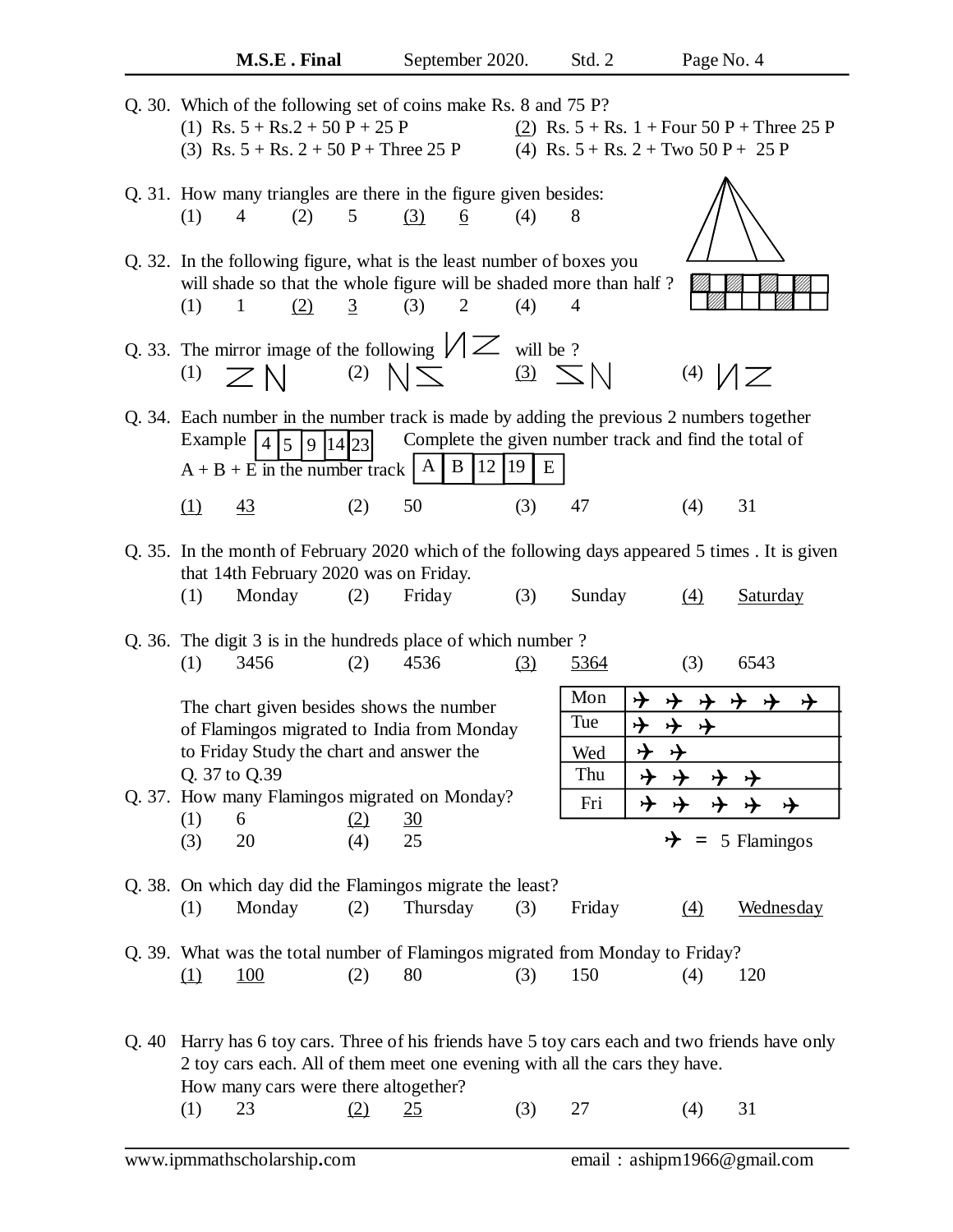Q. 30. Which of the following set of coins make Rs. 8 and 75 P?

(1) Rs. 5 + Rs.2 + 50 P + 25 P  (2) Rs. 5 + Rs. 1 + Four 50 P + Three 25 P

(3) Rs. 5 + Rs. 2 + 50 P + Three 25 P  (4) Rs. 5 + Rs. 2 + Two 50 P + 25 P

Q. 31. How many triangles are there in the figure given besides:

(1) 4  (2) 5  (3) 6  (4) 8

Q. 32. In the following figure, what is the least number of boxes you will shade so that the whole figure will be shaded more than half ?

(1) 1  (2) 3  (3) 2  (4) 4

Q. 33. The mirror image of the following ⋁|Z will be ?

(1) Z N  (2) N ⋝  (3) ⋝ N  (4) ⋁| Z

Q. 34. Each number in the number track is made by adding the previous 2 numbers together

Example

| 4 | 5 | 9 | 14 | 23 |
|---|---|---|---|---|

Complete the given number track and find the total of A + B + E in the number track

| A | B | 12 | 19 | E |
|---|---|---|---|---|

(1) 43  (2) 50  (3) 47  (4) 31

Q. 35. In the month of February 2020 which of the following days appeared 5 times . It is given that 14th February 2020 was on Friday.

(1) Monday  (2) Friday  (3) Sunday  (4) Saturday

Q. 36. The digit 3 is in the hundreds place of which number ?

(1) 3456  (2) 4536  (3) 5364  (3) 6543

The chart given besides shows the number of Flamingos migrated to India from Monday to Friday Study the chart and answer the Q. 37 to Q.39

| | |
|---|---|
| Mon | ✈ ✈ ✈ ✈ ✈ ✈ |
| Tue | ✈ ✈ ✈ |
| Wed | ✈ ✈ |
| Thu | ✈ ✈ ✈ ✈ |
| Fri | ✈ ✈ ✈ ✈ ✈ |

✈ = 5 Flamingos

Q. 37. How many Flamingos migrated on Monday?

(1) 6  (2) 30

(3) 20  (4) 25

Q. 38. On which day did the Flamingos migrate the least?

(1) Monday  (2) Thursday  (3) Friday  (4) Wednesday

Q. 39. What was the total number of Flamingos migrated from Monday to Friday?

(1) 100  (2) 80  (3) 150  (4) 120

Q. 40 Harry has 6 toy cars. Three of his friends have 5 toy cars each and two friends have only 2 toy cars each. All of them meet one evening with all the cars they have. How many cars were there altogether?

(1) 23  (2) 25  (3) 27  (4) 31

www.ipmmathscholarship.com  email : ashipm1966@gmail.com